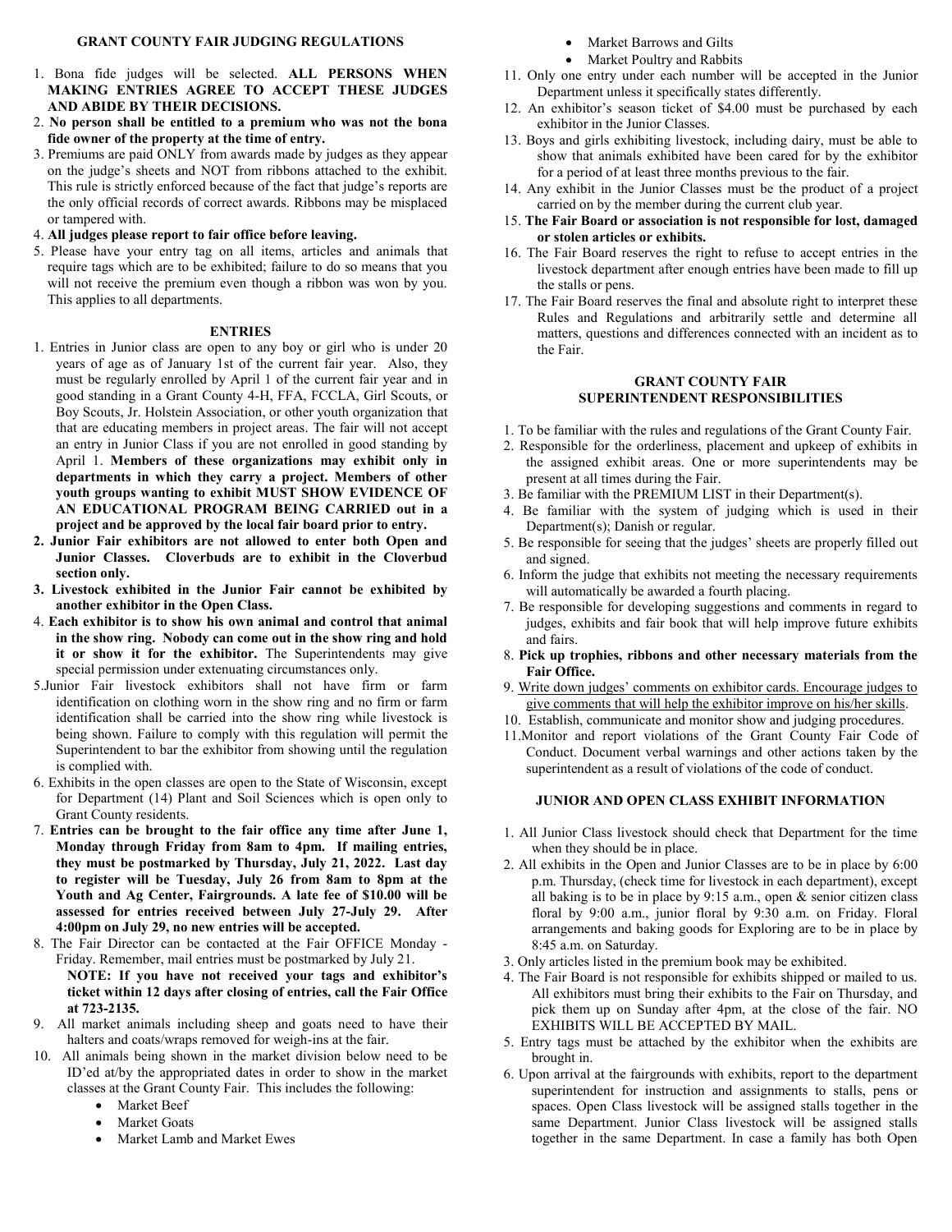## GRANT COUNTY FAIR JUDGING REGULATIONS

1. Bona fide judges will be selected. **ALL PERSONS WHEN MAKING ENTRIES AGREE TO ACCEPT THESE JUDGES AND ABIDE BY THEIR DECISIONS.**
2. **No person shall be entitled to a premium who was not the bona fide owner of the property at the time of entry.**
3. Premiums are paid ONLY from awards made by judges as they appear on the judge's sheets and NOT from ribbons attached to the exhibit. This rule is strictly enforced because of the fact that judge's reports are the only official records of correct awards. Ribbons may be misplaced or tampered with.
4. **All judges please report to fair office before leaving.**
5. Please have your entry tag on all items, articles and animals that require tags which are to be exhibited; failure to do so means that you will not receive the premium even though a ribbon was won by you. This applies to all departments.

### ENTRIES

1. Entries in Junior class are open to any boy or girl who is under 20 years of age as of January 1st of the current fair year. Also, they must be regularly enrolled by April 1 of the current fair year and in good standing in a Grant County 4-H, FFA, FCCLA, Girl Scouts, or Boy Scouts, Jr. Holstein Association, or other youth organization that that are educating members in project areas. The fair will not accept an entry in Junior Class if you are not enrolled in good standing by April 1. **Members of these organizations may exhibit only in departments in which they carry a project. Members of other youth groups wanting to exhibit MUST SHOW EVIDENCE OF AN EDUCATIONAL PROGRAM BEING CARRIED out in a project and be approved by the local fair board prior to entry.**
2. **Junior Fair exhibitors are not allowed to enter both Open and Junior Classes. Cloverbuds are to exhibit in the Cloverbud section only.**
3. **Livestock exhibited in the Junior Fair cannot be exhibited by another exhibitor in the Open Class.**
4. **Each exhibitor is to show his own animal and control that animal in the show ring. Nobody can come out in the show ring and hold it or show it for the exhibitor.** The Superintendents may give special permission under extenuating circumstances only.
5. Junior Fair livestock exhibitors shall not have firm or farm identification on clothing worn in the show ring and no firm or farm identification shall be carried into the show ring while livestock is being shown. Failure to comply with this regulation will permit the Superintendent to bar the exhibitor from showing until the regulation is complied with.
6. Exhibits in the open classes are open to the State of Wisconsin, except for Department (14) Plant and Soil Sciences which is open only to Grant County residents.
7. **Entries can be brought to the fair office any time after June 1, Monday through Friday from 8am to 4pm. If mailing entries, they must be postmarked by Thursday, July 21, 2022. Last day to register will be Tuesday, July 26 from 8am to 8pm at the Youth and Ag Center, Fairgrounds. A late fee of $10.00 will be assessed for entries received between July 27-July 29. After 4:00pm on July 29, no new entries will be accepted.**
8. The Fair Director can be contacted at the Fair OFFICE Monday - Friday. Remember, mail entries must be postmarked by July 21.
   **NOTE: If you have not received your tags and exhibitor's ticket within 12 days after closing of entries, call the Fair Office at 723-2135.**
9. All market animals including sheep and goats need to have their halters and coats/wraps removed for weigh-ins at the fair.
10. All animals being shown in the market division below need to be ID'ed at/by the appropriated dates in order to show in the market classes at the Grant County Fair. This includes the following:
    - Market Beef
    - Market Goats
    - Market Lamb and Market Ewes
    - Market Barrows and Gilts
    - Market Poultry and Rabbits
11. Only one entry under each number will be accepted in the Junior Department unless it specifically states differently.
12. An exhibitor's season ticket of $4.00 must be purchased by each exhibitor in the Junior Classes.
13. Boys and girls exhibiting livestock, including dairy, must be able to show that animals exhibited have been cared for by the exhibitor for a period of at least three months previous to the fair.
14. Any exhibit in the Junior Classes must be the product of a project carried on by the member during the current club year.
15. **The Fair Board or association is not responsible for lost, damaged or stolen articles or exhibits.**
16. The Fair Board reserves the right to refuse to accept entries in the livestock department after enough entries have been made to fill up the stalls or pens.
17. The Fair Board reserves the final and absolute right to interpret these Rules and Regulations and arbitrarily settle and determine all matters, questions and differences connected with an incident as to the Fair.

## GRANT COUNTY FAIR SUPERINTENDENT RESPONSIBILITIES

1. To be familiar with the rules and regulations of the Grant County Fair.
2. Responsible for the orderliness, placement and upkeep of exhibits in the assigned exhibit areas. One or more superintendents may be present at all times during the Fair.
3. Be familiar with the PREMIUM LIST in their Department(s).
4. Be familiar with the system of judging which is used in their Department(s); Danish or regular.
5. Be responsible for seeing that the judges' sheets are properly filled out and signed.
6. Inform the judge that exhibits not meeting the necessary requirements will automatically be awarded a fourth placing.
7. Be responsible for developing suggestions and comments in regard to judges, exhibits and fair book that will help improve future exhibits and fairs.
8. **Pick up trophies, ribbons and other necessary materials from the Fair Office.**
9. Write down judges' comments on exhibitor cards. Encourage judges to give comments that will help the exhibitor improve on his/her skills.
10. Establish, communicate and monitor show and judging procedures.
11. Monitor and report violations of the Grant County Fair Code of Conduct. Document verbal warnings and other actions taken by the superintendent as a result of violations of the code of conduct.

## JUNIOR AND OPEN CLASS EXHIBIT INFORMATION

1. All Junior Class livestock should check that Department for the time when they should be in place.
2. All exhibits in the Open and Junior Classes are to be in place by 6:00 p.m. Thursday, (check time for livestock in each department), except all baking is to be in place by 9:15 a.m., open & senior citizen class floral by 9:00 a.m., junior floral by 9:30 a.m. on Friday. Floral arrangements and baking goods for Exploring are to be in place by 8:45 a.m. on Saturday.
3. Only articles listed in the premium book may be exhibited.
4. The Fair Board is not responsible for exhibits shipped or mailed to us. All exhibitors must bring their exhibits to the Fair on Thursday, and pick them up on Sunday after 4pm, at the close of the fair. NO EXHIBITS WILL BE ACCEPTED BY MAIL.
5. Entry tags must be attached by the exhibitor when the exhibits are brought in.
6. Upon arrival at the fairgrounds with exhibits, report to the department superintendent for instruction and assignments to stalls, pens or spaces. Open Class livestock will be assigned stalls together in the same Department. Junior Class livestock will be assigned stalls together in the same Department. In case a family has both Open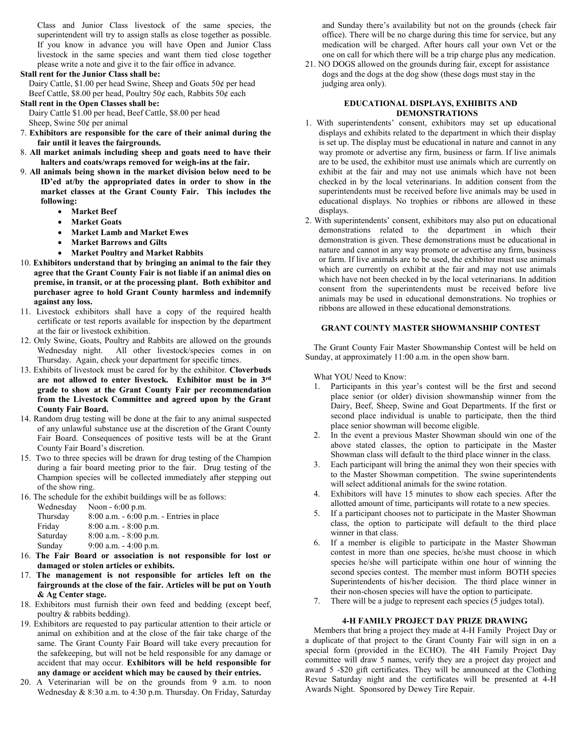Class and Junior Class livestock of the same species, the superintendent will try to assign stalls as close together as possible. If you know in advance you will have Open and Junior Class livestock in the same species and want them tied close together please write a note and give it to the fair office in advance.

**Stall rent for the Junior Class shall be:**

Dairy Cattle, $1.00 per head Swine, Sheep and Goats 50¢ per head
Beef Cattle, $8.00 per head, Poultry 50¢ each, Rabbits 50¢ each

**Stall rent in the Open Classes shall be:**

Dairy Cattle $1.00 per head, Beef Cattle, $8.00 per head
Sheep, Swine 50¢ per animal

7. **Exhibitors are responsible for the care of their animal during the fair until it leaves the fairgrounds.**
8. **All market animals including sheep and goats need to have their halters and coats/wraps removed for weigh-ins at the fair.**
9. **All animals being shown in the market division below need to be ID'ed at/by the appropriated dates in order to show in the market classes at the Grant County Fair. This includes the following:**
   - **Market Beef**
   - **Market Goats**
   - **Market Lamb and Market Ewes**
   - **Market Barrows and Gilts**
   - **Market Poultry and Market Rabbits**
10. **Exhibitors understand that by bringing an animal to the fair they agree that the Grant County Fair is not liable if an animal dies on premise, in transit, or at the processing plant. Both exhibitor and purchaser agree to hold Grant County harmless and indemnify against any loss.**
11. Livestock exhibitors shall have a copy of the required health certificate or test reports available for inspection by the department at the fair or livestock exhibition.
12. Only Swine, Goats, Poultry and Rabbits are allowed on the grounds Wednesday night. All other livestock/species comes in on Thursday. Again, check your department for specific times.
13. Exhibits of livestock must be cared for by the exhibitor. **Cloverbuds are not allowed to enter livestock. Exhibitor must be in 3rd grade to show at the Grant County Fair per recommendation from the Livestock Committee and agreed upon by the Grant County Fair Board.**
14. Random drug testing will be done at the fair to any animal suspected of any unlawful substance use at the discretion of the Grant County Fair Board. Consequences of positive tests will be at the Grant County Fair Board's discretion.
15. Two to three species will be drawn for drug testing of the Champion during a fair board meeting prior to the fair. Drug testing of the Champion species will be collected immediately after stepping out of the show ring.
16. The schedule for the exhibit buildings will be as follows:

| | |
|---|---|
| Wednesday | Noon - 6:00 p.m. |
| Thursday | 8:00 a.m. - 6:00 p.m. - Entries in place |
| Friday | 8:00 a.m. - 8:00 p.m. |
| Saturday | 8:00 a.m. - 8:00 p.m. |
| Sunday | 9:00 a.m. - 4:00 p.m. |

16. **The Fair Board or association is not responsible for lost or damaged or stolen articles or exhibits.**
17. **The management is not responsible for articles left on the fairgrounds at the close of the fair. Articles will be put on Youth & Ag Center stage.**
18. Exhibitors must furnish their own feed and bedding (except beef, poultry & rabbits bedding).
19. Exhibitors are requested to pay particular attention to their article or animal on exhibition and at the close of the fair take charge of the same. The Grant County Fair Board will take every precaution for the safekeeping, but will not be held responsible for any damage or accident that may occur. **Exhibitors will be held responsible for any damage or accident which may be caused by their entries.**
20. A Veterinarian will be on the grounds from 9 a.m. to noon Wednesday & 8:30 a.m. to 4:30 p.m. Thursday. On Friday, Saturday and Sunday there's availability but not on the grounds (check fair office). There will be no charge during this time for service, but any medication will be charged. After hours call your own Vet or the one on call for which there will be a trip charge plus any medication.
21. NO DOGS allowed on the grounds during fair, except for assistance dogs and the dogs at the dog show (these dogs must stay in the judging area only).

## EDUCATIONAL DISPLAYS, EXHIBITS AND DEMONSTRATIONS

1. With superintendents' consent, exhibitors may set up educational displays and exhibits related to the department in which their display is set up. The display must be educational in nature and cannot in any way promote or advertise any firm, business or farm. If live animals are to be used, the exhibitor must use animals which are currently on exhibit at the fair and may not use animals which have not been checked in by the local veterinarians. In addition consent from the superintendents must be received before live animals may be used in educational displays. No trophies or ribbons are allowed in these displays.
2. With superintendents' consent, exhibitors may also put on educational demonstrations related to the department in which their demonstration is given. These demonstrations must be educational in nature and cannot in any way promote or advertise any firm, business or farm. If live animals are to be used, the exhibitor must use animals which are currently on exhibit at the fair and may not use animals which have not been checked in by the local veterinarians. In addition consent from the superintendents must be received before live animals may be used in educational demonstrations. No trophies or ribbons are allowed in these educational demonstrations.

## GRANT COUNTY MASTER SHOWMANSHIP CONTEST

The Grant County Fair Master Showmanship Contest will be held on Sunday, at approximately 11:00 a.m. in the open show barn.

What YOU Need to Know:

1. Participants in this year's contest will be the first and second place senior (or older) division showmanship winner from the Dairy, Beef, Sheep, Swine and Goat Departments. If the first or second place individual is unable to participate, then the third place senior showman will become eligible.
2. In the event a previous Master Showman should win one of the above stated classes, the option to participate in the Master Showman class will default to the third place winner in the class.
3. Each participant will bring the animal they won their species with to the Master Showman competition. The swine superintendents will select additional animals for the swine rotation.
4. Exhibitors will have 15 minutes to show each species. After the allotted amount of time, participants will rotate to a new species.
5. If a participant chooses not to participate in the Master Showman class, the option to participate will default to the third place winner in that class.
6. If a member is eligible to participate in the Master Showman contest in more than one species, he/she must choose in which species he/she will participate within one hour of winning the second species contest. The member must inform BOTH species Superintendents of his/her decision. The third place winner in their non-chosen species will have the option to participate.
7. There will be a judge to represent each species (5 judges total).

## 4-H FAMILY PROJECT DAY PRIZE DRAWING

Members that bring a project they made at 4-H Family Project Day or a duplicate of that project to the Grant County Fair will sign in on a special form (provided in the ECHO). The 4H Family Project Day committee will draw 5 names, verify they are a project day project and award 5 -$20 gift certificates. They will be announced at the Clothing Revue Saturday night and the certificates will be presented at 4-H Awards Night. Sponsored by Dewey Tire Repair.